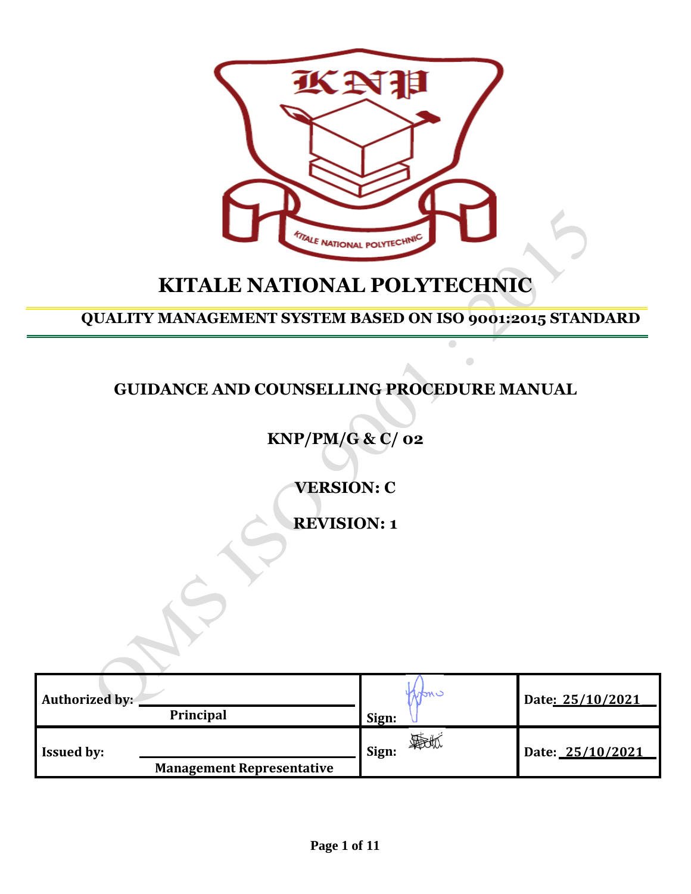# KITALE NATIONAL POLYTECHNIC

## QUALITY MANAGEMENT SYSTEM BASED ON ISO 9001:2015 STANDARD

## GUIDANCE AND COUNSELLING PROCEDURE MANUAL

**KNP/PM/G & C/ 02**

**VERSION: C**

**REVISION: 1**

| Authorized by: Principal | Sign: | Date: 25/10/2021 |
|---|---|---|
| Issued by: Management Representative | Sign: | Date: 25/10/2021 |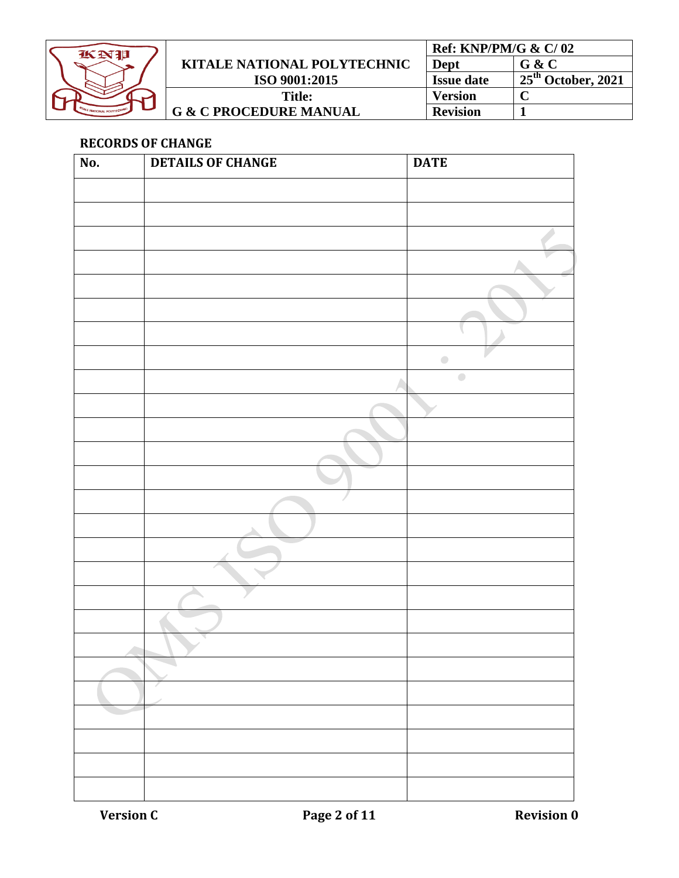## RECORDS OF CHANGE

| No. | DETAILS OF CHANGE | DATE |
|---|---|---|
| | | |
| | | |
| | | |
| | | |
| | | |
| | | |
| | | |
| | | |
| | | |
| | | |
| | | |
| | | |
| | | |
| | | |
| | | |
| | | |
| | | |
| | | |
| | | |
| | | |
| | | |
| | | |
| | | |
| | | |
| | | |
| | | |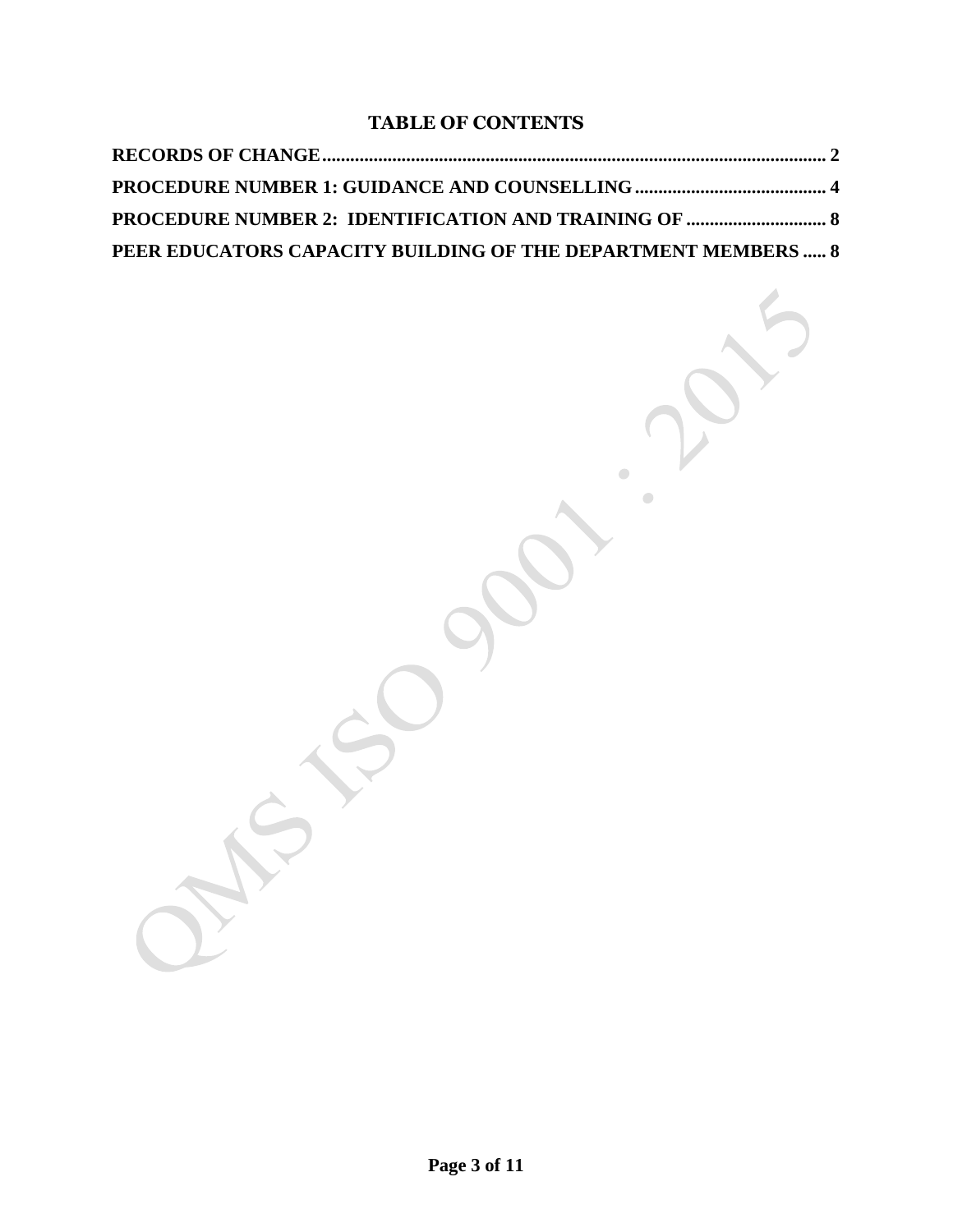# TABLE OF CONTENTS

**RECORDS OF CHANGE** ........................................................................................................ **2**

**PROCEDURE NUMBER 1: GUIDANCE AND COUNSELLING** ......................................... **4**

**PROCEDURE NUMBER 2: IDENTIFICATION AND TRAINING OF** .............................. **8**

**PEER EDUCATORS CAPACITY BUILDING OF THE DEPARTMENT MEMBERS** ..... **8**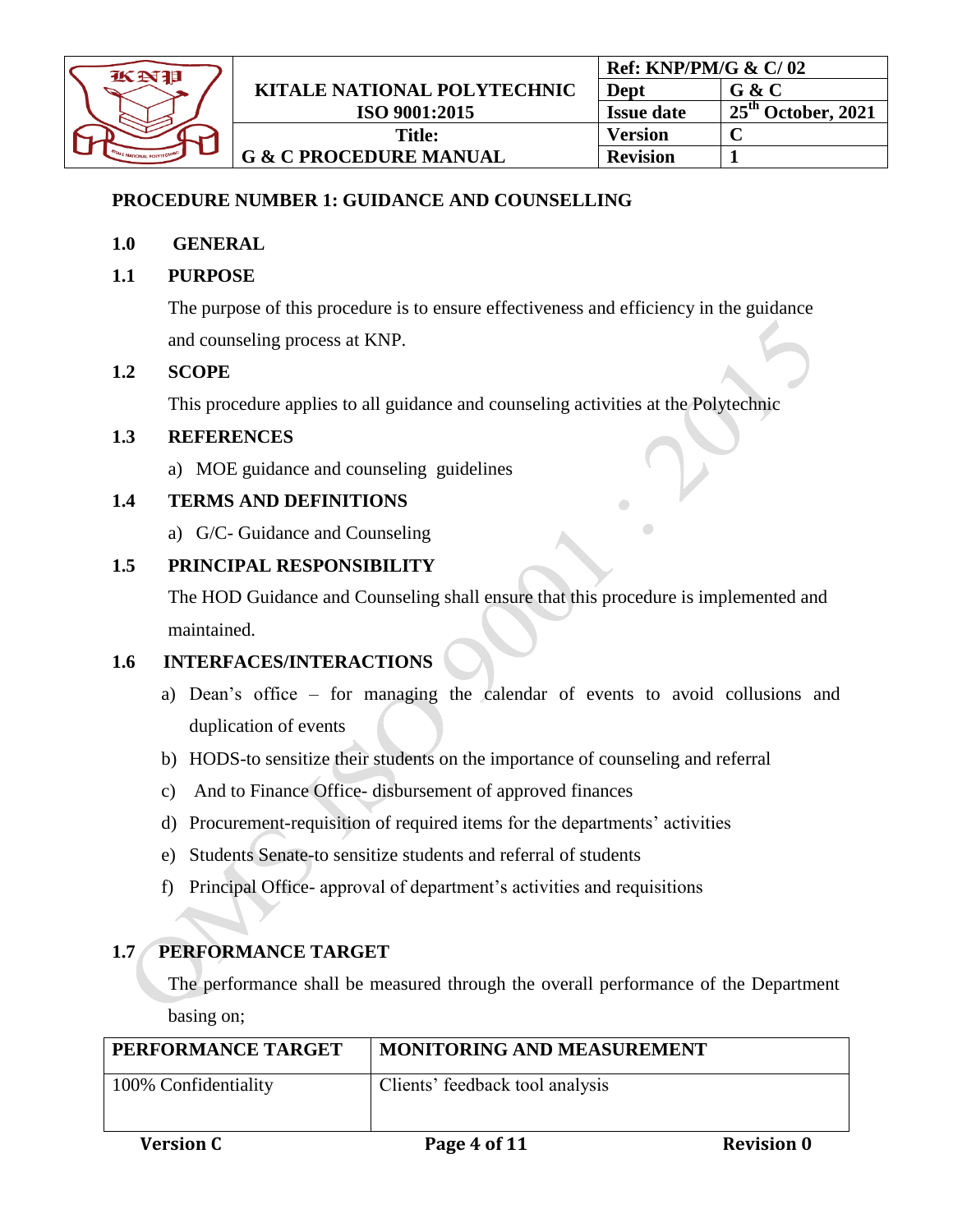## PROCEDURE NUMBER 1: GUIDANCE AND COUNSELLING

### 1.0 GENERAL

### 1.1 PURPOSE

The purpose of this procedure is to ensure effectiveness and efficiency in the guidance and counseling process at KNP.

### 1.2 SCOPE

This procedure applies to all guidance and counseling activities at the Polytechnic

### 1.3 REFERENCES

a) MOE guidance and counseling guidelines

### 1.4 TERMS AND DEFINITIONS

a) G/C- Guidance and Counseling

### 1.5 PRINCIPAL RESPONSIBILITY

The HOD Guidance and Counseling shall ensure that this procedure is implemented and maintained.

### 1.6 INTERFACES/INTERACTIONS

a) Dean's office – for managing the calendar of events to avoid collusions and duplication of events
b) HODS-to sensitize their students on the importance of counseling and referral
c) And to Finance Office- disbursement of approved finances
d) Procurement-requisition of required items for the departments' activities
e) Students Senate-to sensitize students and referral of students
f) Principal Office- approval of department's activities and requisitions

### 1.7 PERFORMANCE TARGET

The performance shall be measured through the overall performance of the Department basing on;

| PERFORMANCE TARGET | MONITORING AND MEASUREMENT |
|---|---|
| 100% Confidentiality | Clients' feedback tool analysis |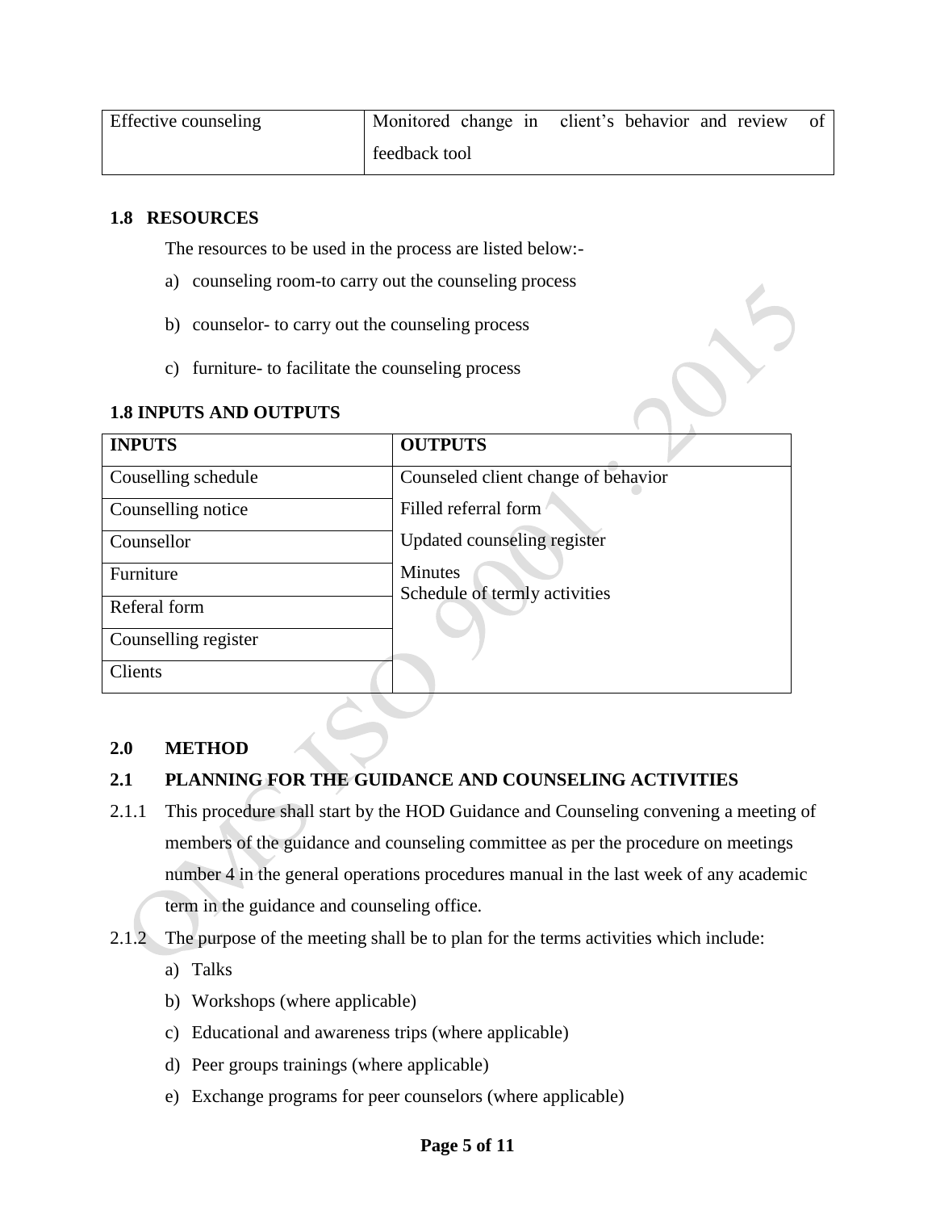| Effective counseling | Monitored change in client's behavior and review of feedback tool |
|---|---|

### 1.8 RESOURCES

The resources to be used in the process are listed below:-

a) counseling room-to carry out the counseling process

b) counselor- to carry out the counseling process

c) furniture- to facilitate the counseling process

### 1.8 INPUTS AND OUTPUTS

| INPUTS | OUTPUTS |
|---|---|
| Cousellling schedule | Counseled client change of behavior |
| Counselling notice | Filled referral form |
| Counsellor | Updated counseling register |
| Furniture | Minutes<br>Schedule of termly activities |
| Referal form | |
| Counselling register | |
| Clients | |

## 2.0 METHOD

### 2.1 PLANNING FOR THE GUIDANCE AND COUNSELING ACTIVITIES

2.1.1 This procedure shall start by the HOD Guidance and Counseling convening a meeting of members of the guidance and counseling committee as per the procedure on meetings number 4 in the general operations procedures manual in the last week of any academic term in the guidance and counseling office.

2.1.2 The purpose of the meeting shall be to plan for the terms activities which include:

a) Talks

b) Workshops (where applicable)

c) Educational and awareness trips (where applicable)

d) Peer groups trainings (where applicable)

e) Exchange programs for peer counselors (where applicable)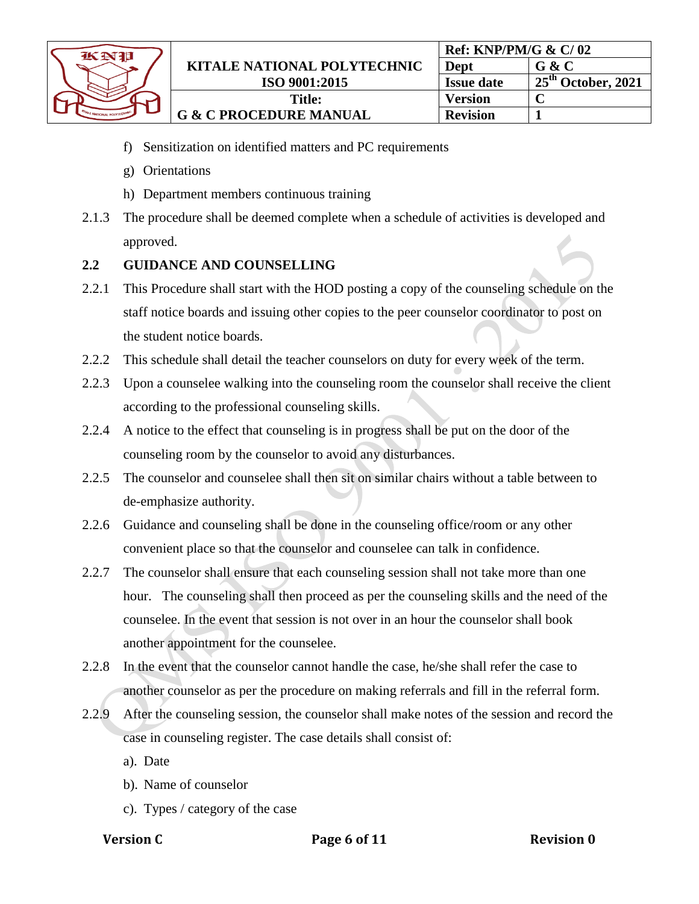f) Sensitization on identified matters and PC requirements

g) Orientations

h) Department members continuous training

2.1.3 The procedure shall be deemed complete when a schedule of activities is developed and approved.

## 2.2 GUIDANCE AND COUNSELLING

2.2.1 This Procedure shall start with the HOD posting a copy of the counseling schedule on the staff notice boards and issuing other copies to the peer counselor coordinator to post on the student notice boards.

2.2.2 This schedule shall detail the teacher counselors on duty for every week of the term.

2.2.3 Upon a counselee walking into the counseling room the counselor shall receive the client according to the professional counseling skills.

2.2.4 A notice to the effect that counseling is in progress shall be put on the door of the counseling room by the counselor to avoid any disturbances.

2.2.5 The counselor and counselee shall then sit on similar chairs without a table between to de-emphasize authority.

2.2.6 Guidance and counseling shall be done in the counseling office/room or any other convenient place so that the counselor and counselee can talk in confidence.

2.2.7 The counselor shall ensure that each counseling session shall not take more than one hour. The counseling shall then proceed as per the counseling skills and the need of the counselee. In the event that session is not over in an hour the counselor shall book another appointment for the counselee.

2.2.8 In the event that the counselor cannot handle the case, he/she shall refer the case to another counselor as per the procedure on making referrals and fill in the referral form.

2.2.9 After the counseling session, the counselor shall make notes of the session and record the case in counseling register. The case details shall consist of:

a). Date

b). Name of counselor

c). Types / category of the case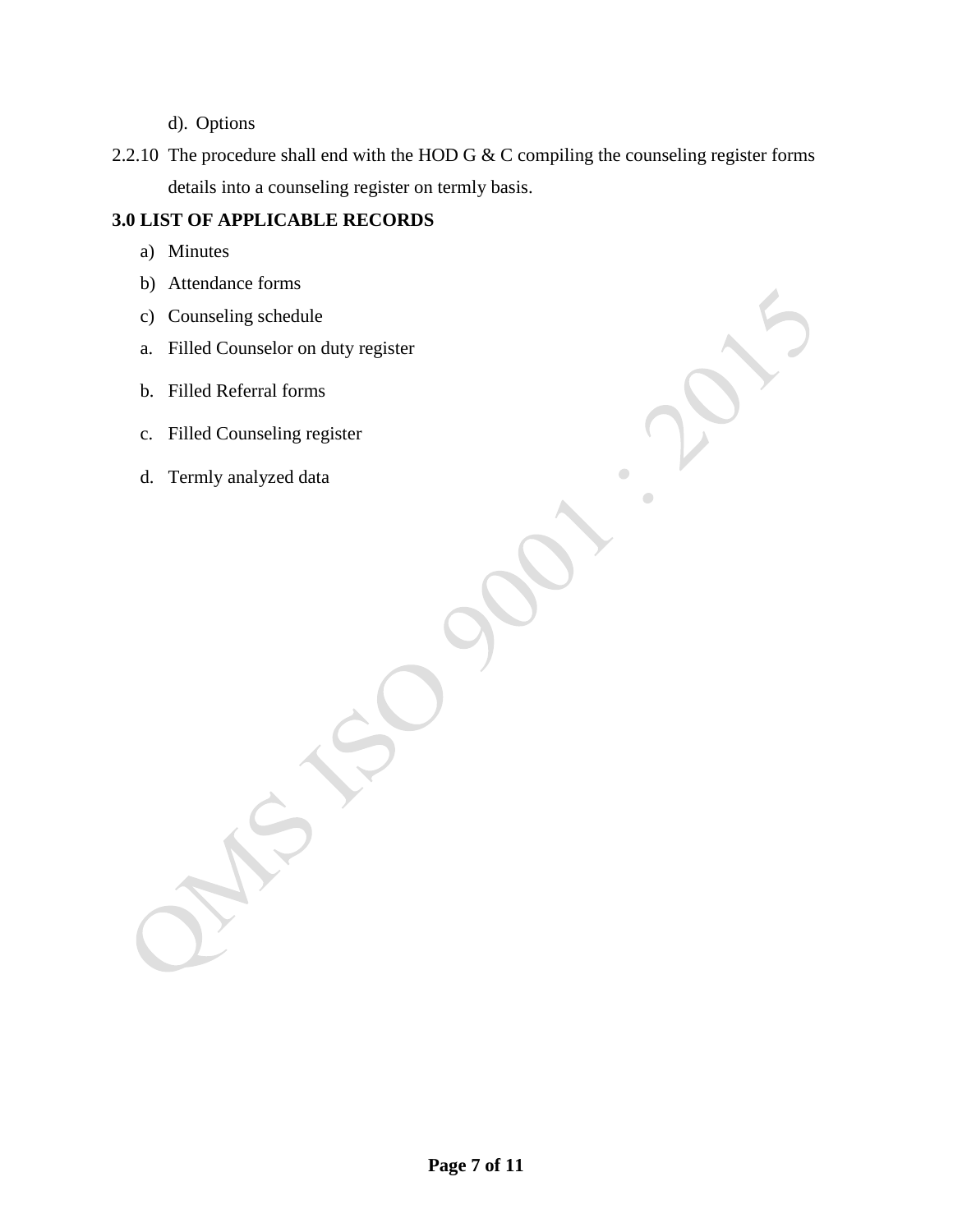d). Options

2.2.10 The procedure shall end with the HOD G & C compiling the counseling register forms details into a counseling register on termly basis.

**3.0 LIST OF APPLICABLE RECORDS**

a) Minutes
b) Attendance forms
c) Counseling schedule

a. Filled Counselor on duty register
b. Filled Referral forms
c. Filled Counseling register
d. Termly analyzed data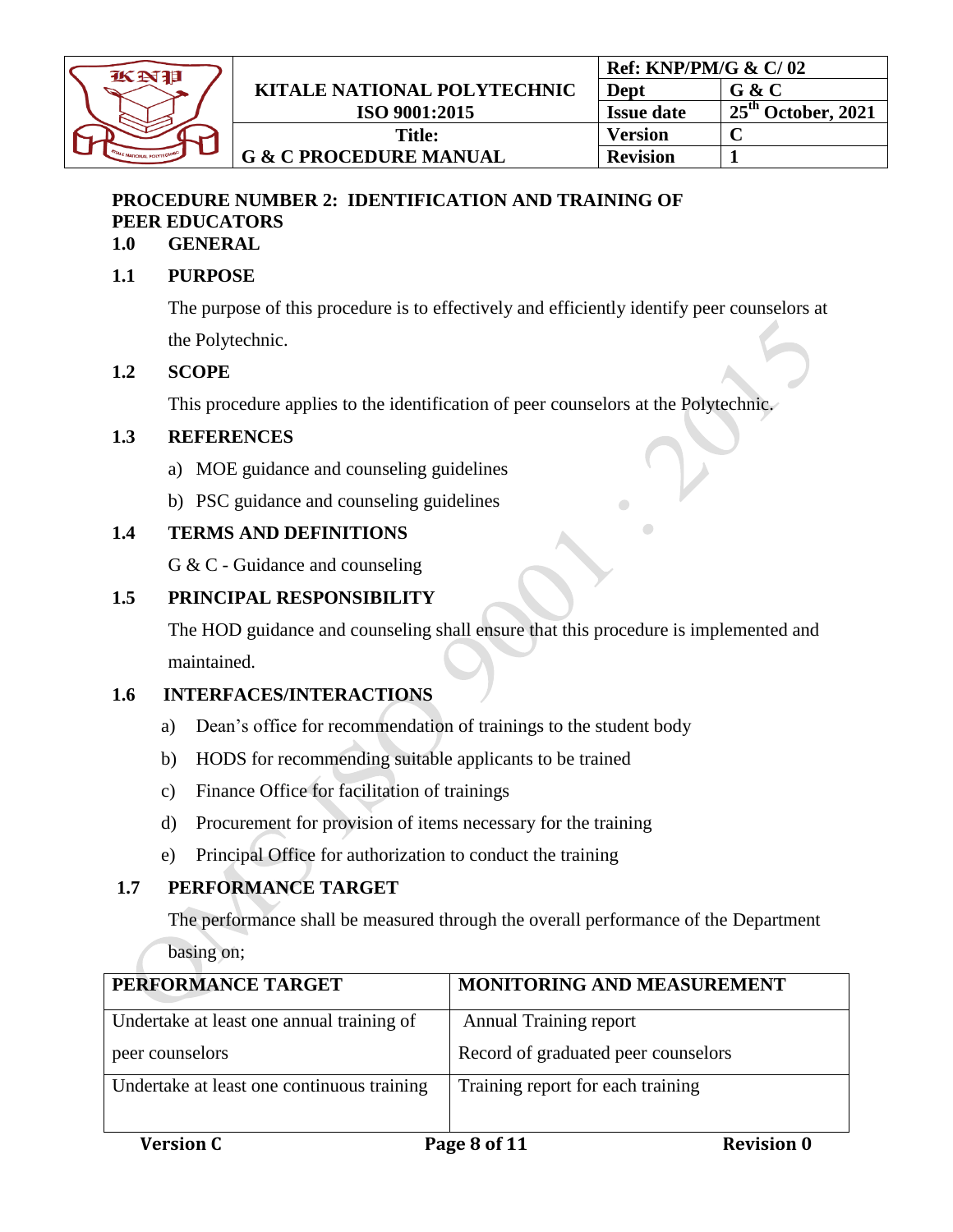## PROCEDURE NUMBER 2: IDENTIFICATION AND TRAINING OF PEER EDUCATORS

### 1.0 GENERAL

### 1.1 PURPOSE

The purpose of this procedure is to effectively and efficiently identify peer counselors at the Polytechnic.

### 1.2 SCOPE

This procedure applies to the identification of peer counselors at the Polytechnic.

### 1.3 REFERENCES

a) MOE guidance and counseling guidelines

b) PSC guidance and counseling guidelines

### 1.4 TERMS AND DEFINITIONS

G & C - Guidance and counseling

### 1.5 PRINCIPAL RESPONSIBILITY

The HOD guidance and counseling shall ensure that this procedure is implemented and maintained.

### 1.6 INTERFACES/INTERACTIONS

a) Dean's office for recommendation of trainings to the student body

b) HODS for recommending suitable applicants to be trained

c) Finance Office for facilitation of trainings

d) Procurement for provision of items necessary for the training

e) Principal Office for authorization to conduct the training

### 1.7 PERFORMANCE TARGET

The performance shall be measured through the overall performance of the Department basing on;

| PERFORMANCE TARGET | MONITORING AND MEASUREMENT |
|---|---|
| Undertake at least one annual training of peer counselors | Annual Training report<br>Record of graduated peer counselors |
| Undertake at least one continuous training | Training report for each training |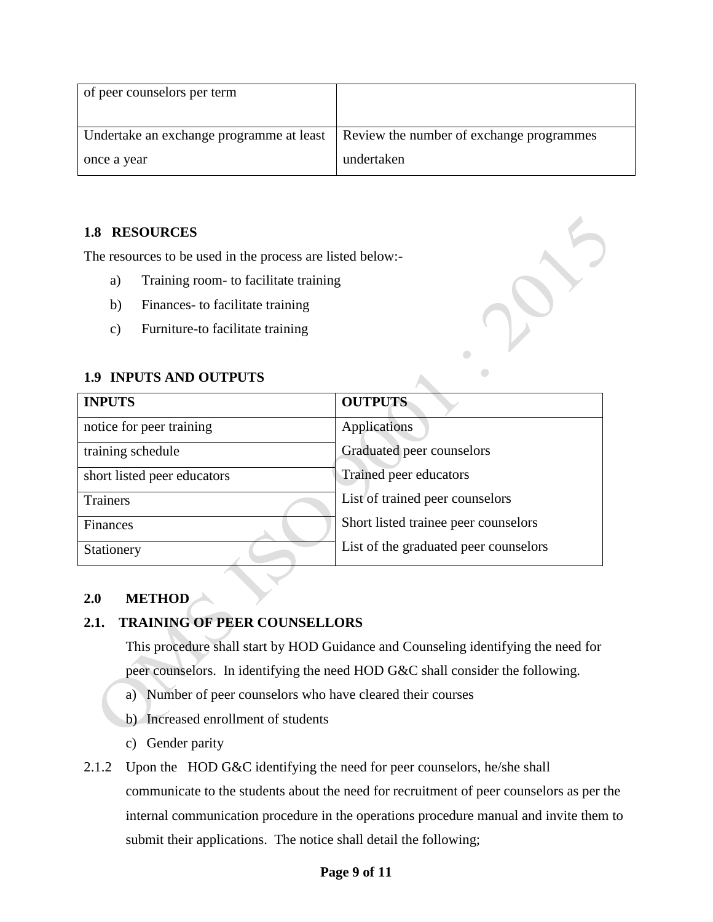| of peer counselors per term | |
| --- | --- |
| Undertake an exchange programme at least once a year | Review the number of exchange programmes undertaken |

### 1.8 RESOURCES

The resources to be used in the process are listed below:-

a) Training room- to facilitate training

b) Finances- to facilitate training

c) Furniture-to facilitate training

### 1.9 INPUTS AND OUTPUTS

| INPUTS | OUTPUTS |
| --- | --- |
| notice for peer training | Applications |
| training schedule | Graduated peer counselors |
| short listed peer educators | Trained peer educators |
| Trainers | List of trained peer counselors |
| Finances | Short listed trainee peer counselors |
| Stationery | List of the graduated peer counselors |

## 2.0 METHOD

### 2.1. TRAINING OF PEER COUNSELLORS

This procedure shall start by HOD Guidance and Counseling identifying the need for peer counselors. In identifying the need HOD G&C shall consider the following.

a) Number of peer counselors who have cleared their courses

b) Increased enrollment of students

c) Gender parity

2.1.2 Upon the HOD G&C identifying the need for peer counselors, he/she shall communicate to the students about the need for recruitment of peer counselors as per the internal communication procedure in the operations procedure manual and invite them to submit their applications. The notice shall detail the following;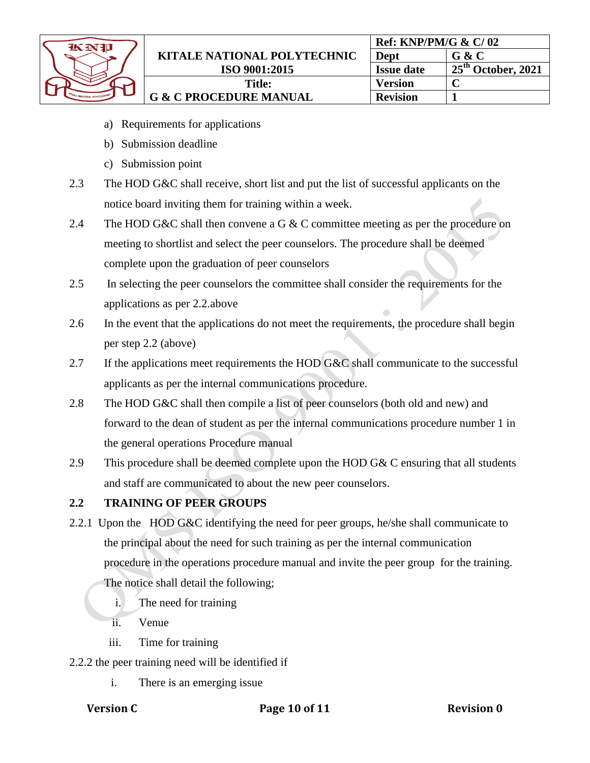a) Requirements for applications

b) Submission deadline

c) Submission point

2.3 The HOD G&C shall receive, short list and put the list of successful applicants on the notice board inviting them for training within a week.

2.4 The HOD G&C shall then convene a G & C committee meeting as per the procedure on meeting to shortlist and select the peer counselors. The procedure shall be deemed complete upon the graduation of peer counselors

2.5 In selecting the peer counselors the committee shall consider the requirements for the applications as per 2.2.above

2.6 In the event that the applications do not meet the requirements, the procedure shall begin per step 2.2 (above)

2.7 If the applications meet requirements the HOD G&C shall communicate to the successful applicants as per the internal communications procedure.

2.8 The HOD G&C shall then compile a list of peer counselors (both old and new) and forward to the dean of student as per the internal communications procedure number 1 in the general operations Procedure manual

2.9 This procedure shall be deemed complete upon the HOD G& C ensuring that all students and staff are communicated to about the new peer counselors.

## 2.2 TRAINING OF PEER GROUPS

2.2.1 Upon the HOD G&C identifying the need for peer groups, he/she shall communicate to the principal about the need for such training as per the internal communication procedure in the operations procedure manual and invite the peer group for the training. The notice shall detail the following;

i. The need for training

ii. Venue

iii. Time for training

2.2.2 the peer training need will be identified if

i. There is an emerging issue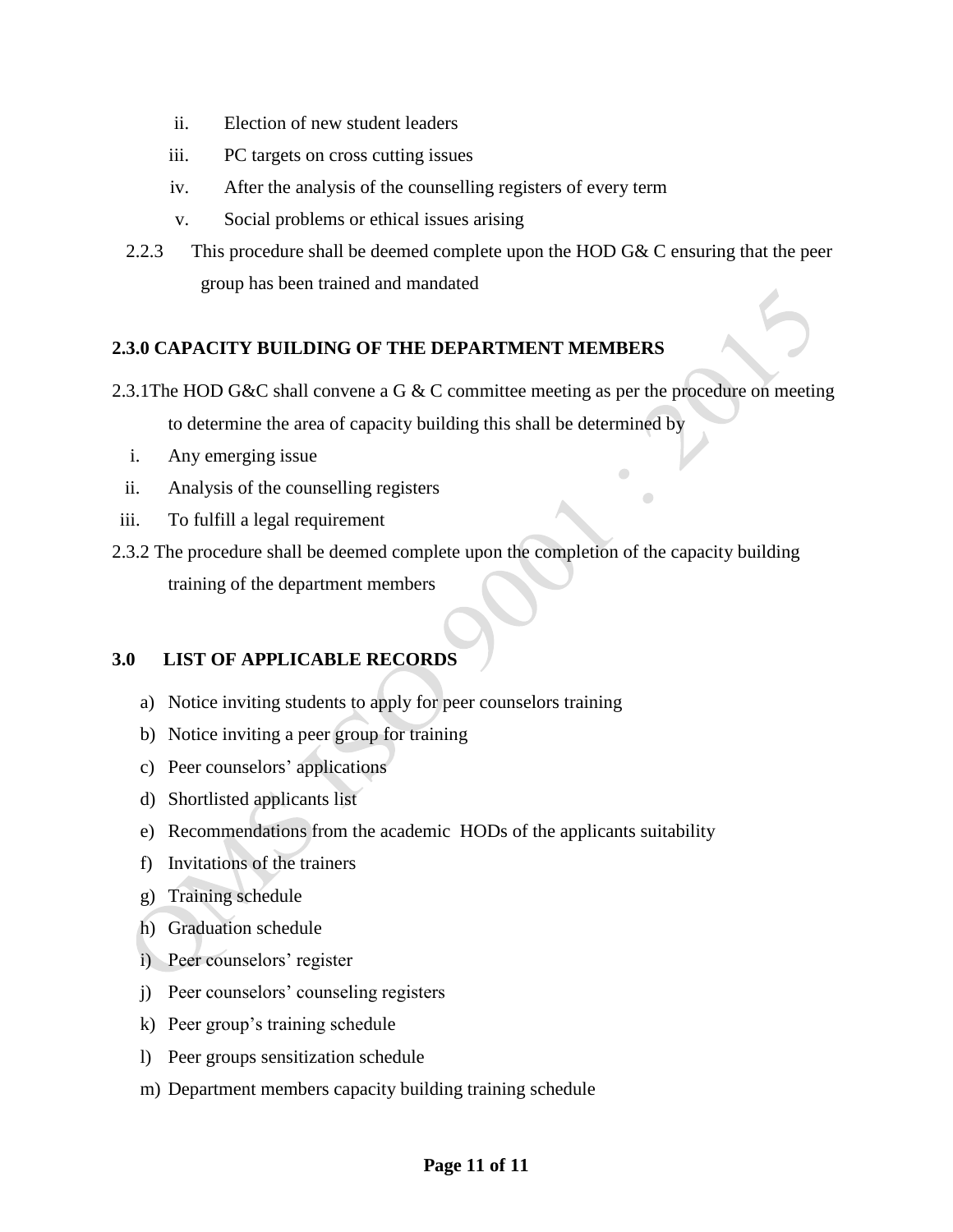ii. Election of new student leaders

iii. PC targets on cross cutting issues

iv. After the analysis of the counselling registers of every term

v. Social problems or ethical issues arising

2.2.3 This procedure shall be deemed complete upon the HOD G& C ensuring that the peer group has been trained and mandated

**2.3.0 CAPACITY BUILDING OF THE DEPARTMENT MEMBERS**

2.3.1The HOD G&C shall convene a G & C committee meeting as per the procedure on meeting to determine the area of capacity building this shall be determined by

i. Any emerging issue

ii. Analysis of the counselling registers

iii. To fulfill a legal requirement

2.3.2 The procedure shall be deemed complete upon the completion of the capacity building training of the department members

**3.0 LIST OF APPLICABLE RECORDS**

a) Notice inviting students to apply for peer counselors training
b) Notice inviting a peer group for training
c) Peer counselors' applications
d) Shortlisted applicants list
e) Recommendations from the academic HODs of the applicants suitability
f) Invitations of the trainers
g) Training schedule
h) Graduation schedule
i) Peer counselors' register
j) Peer counselors' counseling registers
k) Peer group's training schedule
l) Peer groups sensitization schedule
m) Department members capacity building training schedule